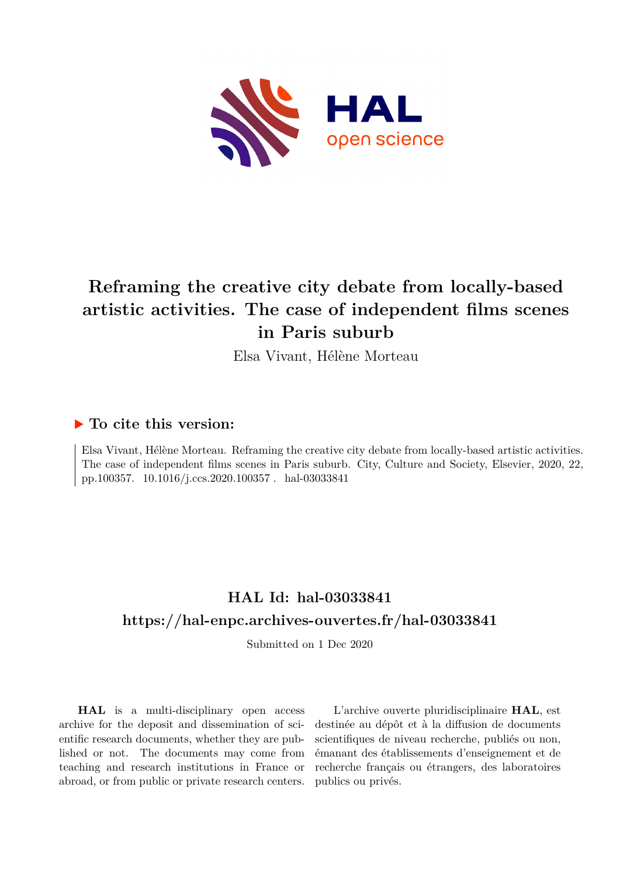# Reframing the creative city debate from locally-based artistic activities. The case of independent films scenes in Paris suburb

Elsa Vivant, Hélène Morteau

## ▶ To cite this version:

Elsa Vivant, Hélène Morteau. Reframing the creative city debate from locally-based artistic activities. The case of independent films scenes in Paris suburb. City, Culture and Society, Elsevier, 2020, 22, pp.100357. 10.1016/j.ccs.2020.100357 . hal-03033841

## HAL Id: hal-03033841

## https://hal-enpc.archives-ouvertes.fr/hal-03033841

Submitted on 1 Dec 2020

**HAL** is a multi-disciplinary open access archive for the deposit and dissemination of scientific research documents, whether they are published or not. The documents may come from teaching and research institutions in France or abroad, or from public or private research centers.

L'archive ouverte pluridisciplinaire **HAL**, est destinée au dépôt et à la diffusion de documents scientifiques de niveau recherche, publiés ou non, émanant des établissements d'enseignement et de recherche français ou étrangers, des laboratoires publics ou privés.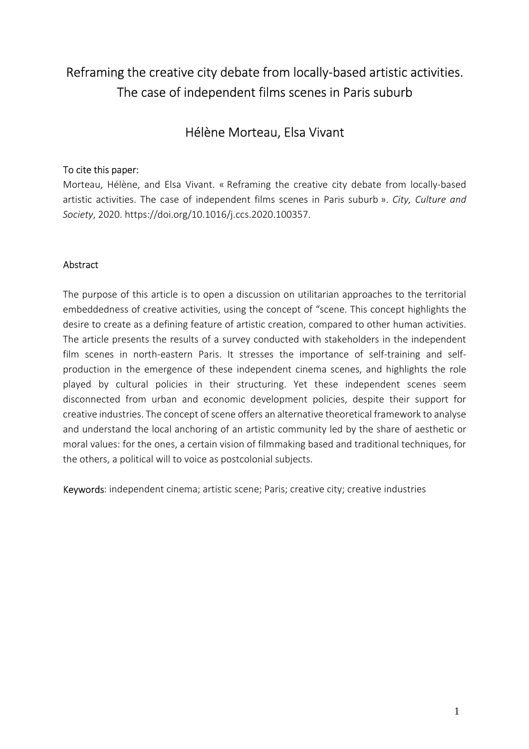# Reframing the creative city debate from locally-based artistic activities. The case of independent films scenes in Paris suburb

## Hélène Morteau, Elsa Vivant

To cite this paper:

Morteau, Hélène, and Elsa Vivant. « Reframing the creative city debate from locally-based artistic activities. The case of independent films scenes in Paris suburb ». *City, Culture and Society*, 2020. https://doi.org/10.1016/j.ccs.2020.100357.

### Abstract

The purpose of this article is to open a discussion on utilitarian approaches to the territorial embeddedness of creative activities, using the concept of "scene. This concept highlights the desire to create as a defining feature of artistic creation, compared to other human activities. The article presents the results of a survey conducted with stakeholders in the independent film scenes in north-eastern Paris. It stresses the importance of self-training and self-production in the emergence of these independent cinema scenes, and highlights the role played by cultural policies in their structuring. Yet these independent scenes seem disconnected from urban and economic development policies, despite their support for creative industries. The concept of scene offers an alternative theoretical framework to analyse and understand the local anchoring of an artistic community led by the share of aesthetic or moral values: for the ones, a certain vision of filmmaking based and traditional techniques, for the others, a political will to voice as postcolonial subjects.

Keywords: independent cinema; artistic scene; Paris; creative city; creative industries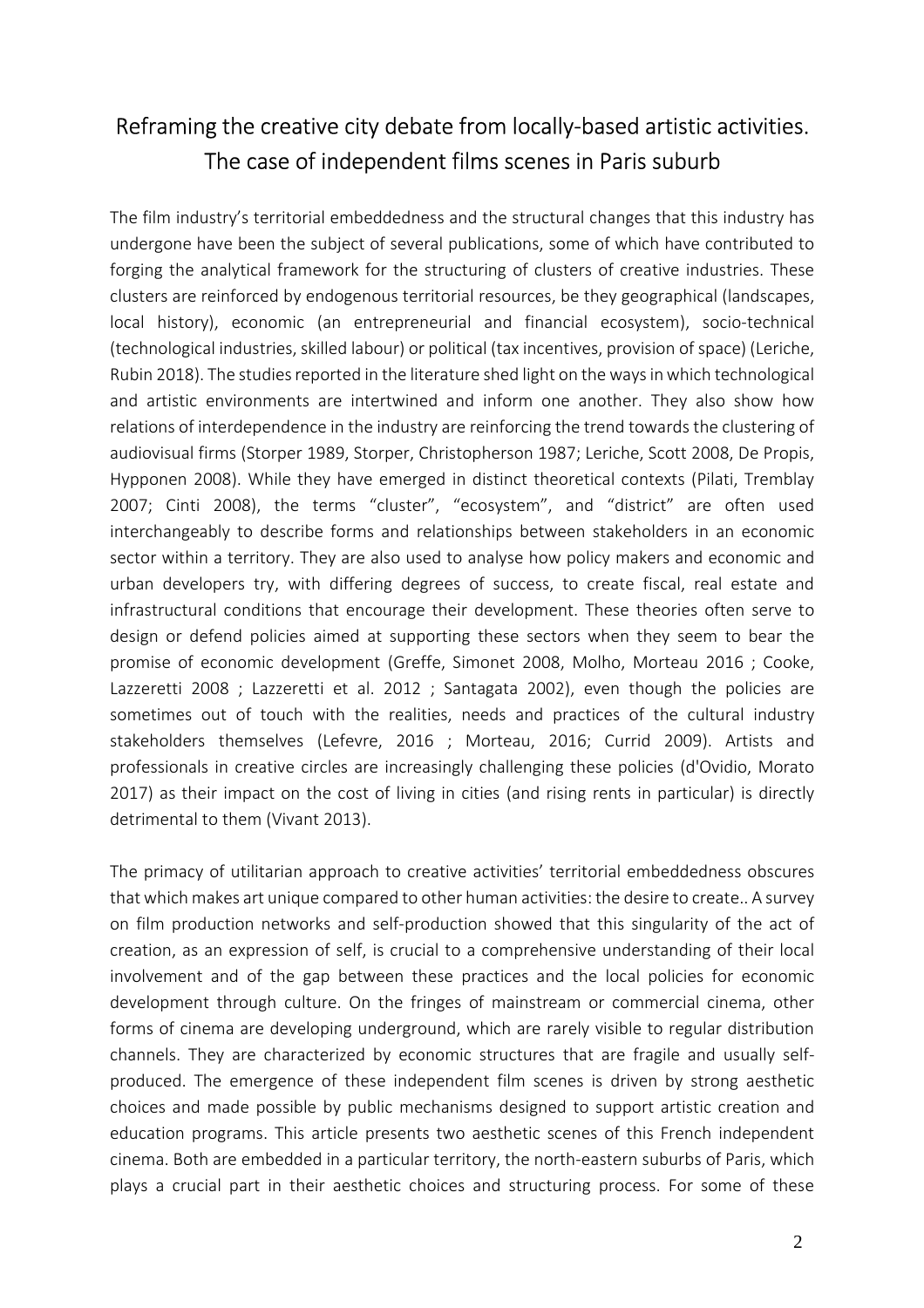# Reframing the creative city debate from locally-based artistic activities. The case of independent films scenes in Paris suburb

The film industry's territorial embeddedness and the structural changes that this industry has undergone have been the subject of several publications, some of which have contributed to forging the analytical framework for the structuring of clusters of creative industries. These clusters are reinforced by endogenous territorial resources, be they geographical (landscapes, local history), economic (an entrepreneurial and financial ecosystem), socio-technical (technological industries, skilled labour) or political (tax incentives, provision of space) (Leriche, Rubin 2018). The studies reported in the literature shed light on the ways in which technological and artistic environments are intertwined and inform one another. They also show how relations of interdependence in the industry are reinforcing the trend towards the clustering of audiovisual firms (Storper 1989, Storper, Christopherson 1987; Leriche, Scott 2008, De Propis, Hypponen 2008). While they have emerged in distinct theoretical contexts (Pilati, Tremblay 2007; Cinti 2008), the terms "cluster", "ecosystem", and "district" are often used interchangeably to describe forms and relationships between stakeholders in an economic sector within a territory. They are also used to analyse how policy makers and economic and urban developers try, with differing degrees of success, to create fiscal, real estate and infrastructural conditions that encourage their development. These theories often serve to design or defend policies aimed at supporting these sectors when they seem to bear the promise of economic development (Greffe, Simonet 2008, Molho, Morteau 2016 ; Cooke, Lazzeretti 2008 ; Lazzeretti et al. 2012 ; Santagata 2002), even though the policies are sometimes out of touch with the realities, needs and practices of the cultural industry stakeholders themselves (Lefevre, 2016 ; Morteau, 2016; Currid 2009). Artists and professionals in creative circles are increasingly challenging these policies (d'Ovidio, Morato 2017) as their impact on the cost of living in cities (and rising rents in particular) is directly detrimental to them (Vivant 2013).

The primacy of utilitarian approach to creative activities' territorial embeddedness obscures that which makes art unique compared to other human activities: the desire to create.. A survey on film production networks and self-production showed that this singularity of the act of creation, as an expression of self, is crucial to a comprehensive understanding of their local involvement and of the gap between these practices and the local policies for economic development through culture. On the fringes of mainstream or commercial cinema, other forms of cinema are developing underground, which are rarely visible to regular distribution channels. They are characterized by economic structures that are fragile and usually self-produced. The emergence of these independent film scenes is driven by strong aesthetic choices and made possible by public mechanisms designed to support artistic creation and education programs. This article presents two aesthetic scenes of this French independent cinema. Both are embedded in a particular territory, the north-eastern suburbs of Paris, which plays a crucial part in their aesthetic choices and structuring process. For some of these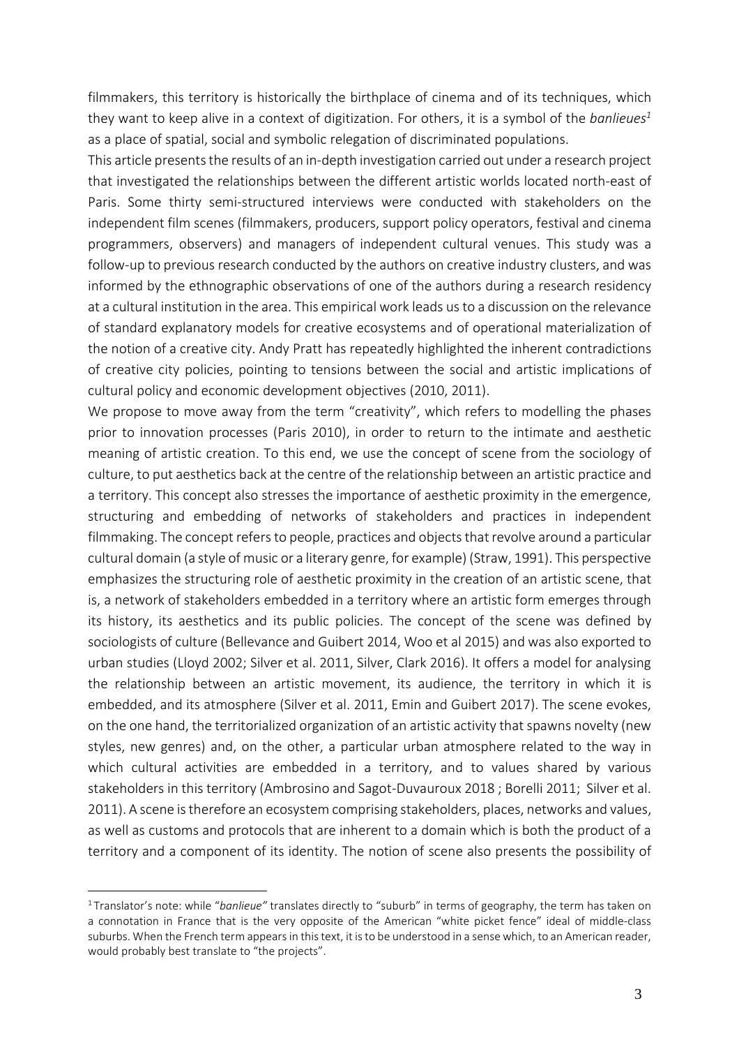filmmakers, this territory is historically the birthplace of cinema and of its techniques, which they want to keep alive in a context of digitization. For others, it is a symbol of the *banlieues*[1] as a place of spatial, social and symbolic relegation of discriminated populations.

This article presents the results of an in-depth investigation carried out under a research project that investigated the relationships between the different artistic worlds located north-east of Paris. Some thirty semi-structured interviews were conducted with stakeholders on the independent film scenes (filmmakers, producers, support policy operators, festival and cinema programmers, observers) and managers of independent cultural venues. This study was a follow-up to previous research conducted by the authors on creative industry clusters, and was informed by the ethnographic observations of one of the authors during a research residency at a cultural institution in the area. This empirical work leads us to a discussion on the relevance of standard explanatory models for creative ecosystems and of operational materialization of the notion of a creative city. Andy Pratt has repeatedly highlighted the inherent contradictions of creative city policies, pointing to tensions between the social and artistic implications of cultural policy and economic development objectives (2010, 2011).

We propose to move away from the term "creativity", which refers to modelling the phases prior to innovation processes (Paris 2010), in order to return to the intimate and aesthetic meaning of artistic creation. To this end, we use the concept of scene from the sociology of culture, to put aesthetics back at the centre of the relationship between an artistic practice and a territory. This concept also stresses the importance of aesthetic proximity in the emergence, structuring and embedding of networks of stakeholders and practices in independent filmmaking. The concept refers to people, practices and objects that revolve around a particular cultural domain (a style of music or a literary genre, for example) (Straw, 1991). This perspective emphasizes the structuring role of aesthetic proximity in the creation of an artistic scene, that is, a network of stakeholders embedded in a territory where an artistic form emerges through its history, its aesthetics and its public policies. The concept of the scene was defined by sociologists of culture (Bellevance and Guibert 2014, Woo et al 2015) and was also exported to urban studies (Lloyd 2002; Silver et al. 2011, Silver, Clark 2016). It offers a model for analysing the relationship between an artistic movement, its audience, the territory in which it is embedded, and its atmosphere (Silver et al. 2011, Emin and Guibert 2017). The scene evokes, on the one hand, the territorialized organization of an artistic activity that spawns novelty (new styles, new genres) and, on the other, a particular urban atmosphere related to the way in which cultural activities are embedded in a territory, and to values shared by various stakeholders in this territory (Ambrosino and Sagot-Duvauroux 2018 ; Borelli 2011; Silver et al. 2011). A scene is therefore an ecosystem comprising stakeholders, places, networks and values, as well as customs and protocols that are inherent to a domain which is both the product of a territory and a component of its identity. The notion of scene also presents the possibility of

---

[1] Translator's note: while "*banlieue"* translates directly to "suburb" in terms of geography, the term has taken on a connotation in France that is the very opposite of the American "white picket fence" ideal of middle-class suburbs. When the French term appears in this text, it is to be understood in a sense which, to an American reader, would probably best translate to "the projects".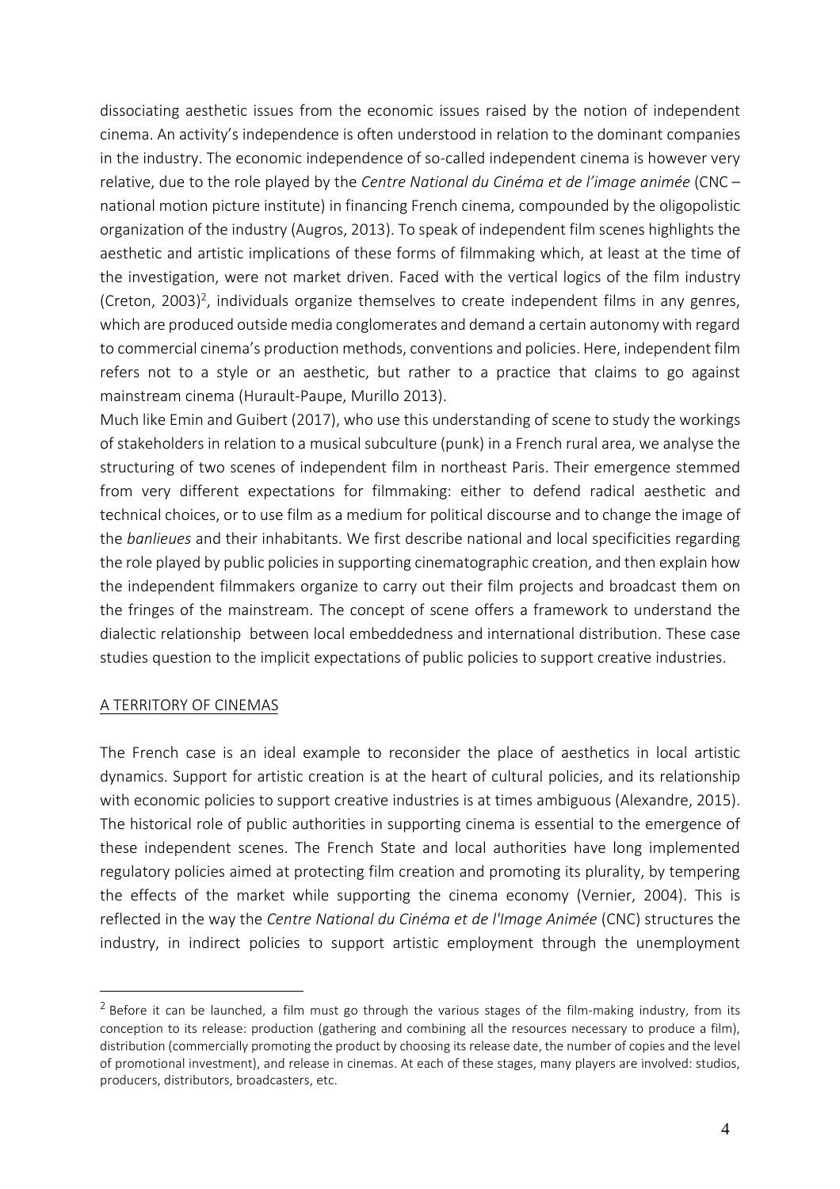dissociating aesthetic issues from the economic issues raised by the notion of independent cinema. An activity's independence is often understood in relation to the dominant companies in the industry. The economic independence of so-called independent cinema is however very relative, due to the role played by the *Centre National du Cinéma et de l'image animée* (CNC – national motion picture institute) in financing French cinema, compounded by the oligopolistic organization of the industry (Augros, 2013). To speak of independent film scenes highlights the aesthetic and artistic implications of these forms of filmmaking which, at least at the time of the investigation, were not market driven. Faced with the vertical logics of the film industry (Creton, 2003)[2], individuals organize themselves to create independent films in any genres, which are produced outside media conglomerates and demand a certain autonomy with regard to commercial cinema's production methods, conventions and policies. Here, independent film refers not to a style or an aesthetic, but rather to a practice that claims to go against mainstream cinema (Hurault-Paupe, Murillo 2013).

Much like Emin and Guibert (2017), who use this understanding of scene to study the workings of stakeholders in relation to a musical subculture (punk) in a French rural area, we analyse the structuring of two scenes of independent film in northeast Paris. Their emergence stemmed from very different expectations for filmmaking: either to defend radical aesthetic and technical choices, or to use film as a medium for political discourse and to change the image of the *banlieues* and their inhabitants. We first describe national and local specificities regarding the role played by public policies in supporting cinematographic creation, and then explain how the independent filmmakers organize to carry out their film projects and broadcast them on the fringes of the mainstream. The concept of scene offers a framework to understand the dialectic relationship between local embeddedness and international distribution. These case studies question to the implicit expectations of public policies to support creative industries.

## A TERRITORY OF CINEMAS

The French case is an ideal example to reconsider the place of aesthetics in local artistic dynamics. Support for artistic creation is at the heart of cultural policies, and its relationship with economic policies to support creative industries is at times ambiguous (Alexandre, 2015). The historical role of public authorities in supporting cinema is essential to the emergence of these independent scenes. The French State and local authorities have long implemented regulatory policies aimed at protecting film creation and promoting its plurality, by tempering the effects of the market while supporting the cinema economy (Vernier, 2004). This is reflected in the way the *Centre National du Cinéma et de l'Image Animée* (CNC) structures the industry, in indirect policies to support artistic employment through the unemployment

[2] Before it can be launched, a film must go through the various stages of the film-making industry, from its conception to its release: production (gathering and combining all the resources necessary to produce a film), distribution (commercially promoting the product by choosing its release date, the number of copies and the level of promotional investment), and release in cinemas. At each of these stages, many players are involved: studios, producers, distributors, broadcasters, etc.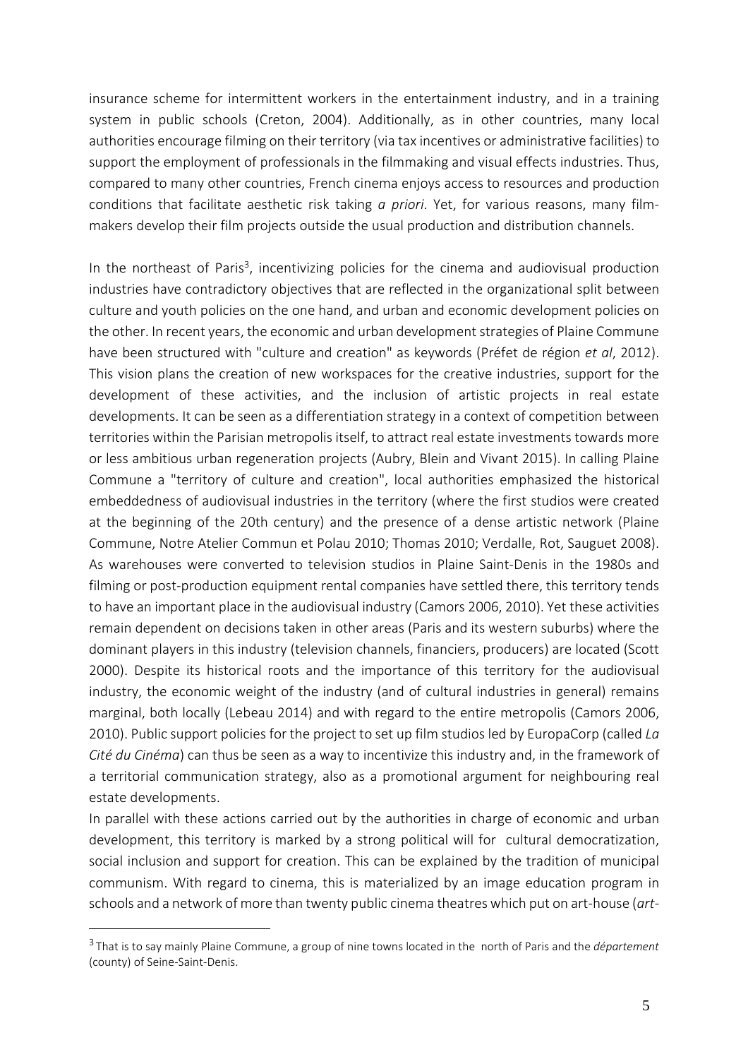insurance scheme for intermittent workers in the entertainment industry, and in a training system in public schools (Creton, 2004). Additionally, as in other countries, many local authorities encourage filming on their territory (via tax incentives or administrative facilities) to support the employment of professionals in the filmmaking and visual effects industries. Thus, compared to many other countries, French cinema enjoys access to resources and production conditions that facilitate aesthetic risk taking *a priori*. Yet, for various reasons, many film-makers develop their film projects outside the usual production and distribution channels.

In the northeast of Paris[3], incentivizing policies for the cinema and audiovisual production industries have contradictory objectives that are reflected in the organizational split between culture and youth policies on the one hand, and urban and economic development policies on the other. In recent years, the economic and urban development strategies of Plaine Commune have been structured with "culture and creation" as keywords (Préfet de région *et al*, 2012). This vision plans the creation of new workspaces for the creative industries, support for the development of these activities, and the inclusion of artistic projects in real estate developments. It can be seen as a differentiation strategy in a context of competition between territories within the Parisian metropolis itself, to attract real estate investments towards more or less ambitious urban regeneration projects (Aubry, Blein and Vivant 2015). In calling Plaine Commune a "territory of culture and creation", local authorities emphasized the historical embeddedness of audiovisual industries in the territory (where the first studios were created at the beginning of the 20th century) and the presence of a dense artistic network (Plaine Commune, Notre Atelier Commun et Polau 2010; Thomas 2010; Verdalle, Rot, Sauguet 2008). As warehouses were converted to television studios in Plaine Saint-Denis in the 1980s and filming or post-production equipment rental companies have settled there, this territory tends to have an important place in the audiovisual industry (Camors 2006, 2010). Yet these activities remain dependent on decisions taken in other areas (Paris and its western suburbs) where the dominant players in this industry (television channels, financiers, producers) are located (Scott 2000). Despite its historical roots and the importance of this territory for the audiovisual industry, the economic weight of the industry (and of cultural industries in general) remains marginal, both locally (Lebeau 2014) and with regard to the entire metropolis (Camors 2006, 2010). Public support policies for the project to set up film studios led by EuropaCorp (called *La Cité du Cinéma*) can thus be seen as a way to incentivize this industry and, in the framework of a territorial communication strategy, also as a promotional argument for neighbouring real estate developments.

In parallel with these actions carried out by the authorities in charge of economic and urban development, this territory is marked by a strong political will for cultural democratization, social inclusion and support for creation. This can be explained by the tradition of municipal communism. With regard to cinema, this is materialized by an image education program in schools and a network of more than twenty public cinema theatres which put on art-house (*art-*

[3] That is to say mainly Plaine Commune, a group of nine towns located in the north of Paris and the *département* (county) of Seine-Saint-Denis.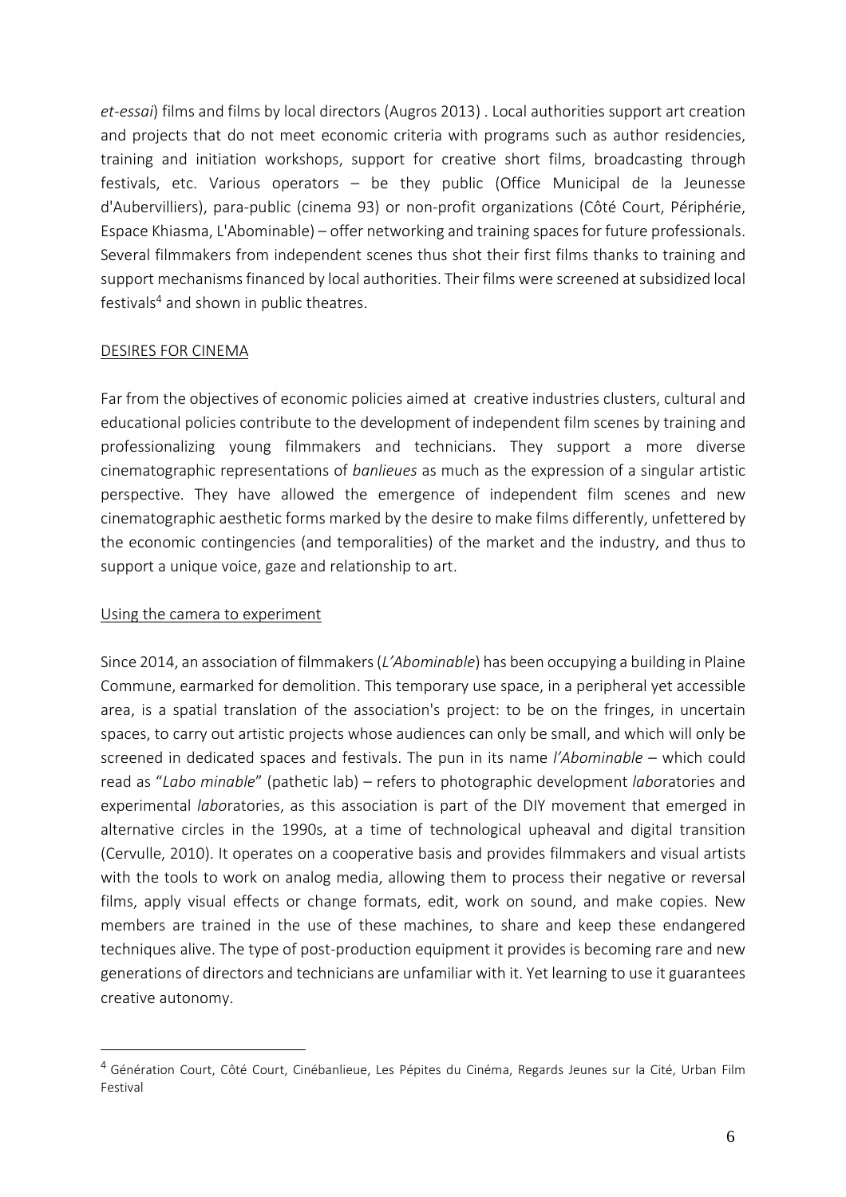*et-essai*) films and films by local directors (Augros 2013) . Local authorities support art creation and projects that do not meet economic criteria with programs such as author residencies, training and initiation workshops, support for creative short films, broadcasting through festivals, etc. Various operators – be they public (Office Municipal de la Jeunesse d'Aubervilliers), para-public (cinema 93) or non-profit organizations (Côté Court, Périphérie, Espace Khiasma, L'Abominable) – offer networking and training spaces for future professionals. Several filmmakers from independent scenes thus shot their first films thanks to training and support mechanisms financed by local authorities. Their films were screened at subsidized local festivals[4] and shown in public theatres.

## DESIRES FOR CINEMA

Far from the objectives of economic policies aimed at creative industries clusters, cultural and educational policies contribute to the development of independent film scenes by training and professionalizing young filmmakers and technicians. They support a more diverse cinematographic representations of *banlieues* as much as the expression of a singular artistic perspective. They have allowed the emergence of independent film scenes and new cinematographic aesthetic forms marked by the desire to make films differently, unfettered by the economic contingencies (and temporalities) of the market and the industry, and thus to support a unique voice, gaze and relationship to art.

### Using the camera to experiment

Since 2014, an association of filmmakers (*L'Abominable*) has been occupying a building in Plaine Commune, earmarked for demolition. This temporary use space, in a peripheral yet accessible area, is a spatial translation of the association's project: to be on the fringes, in uncertain spaces, to carry out artistic projects whose audiences can only be small, and which will only be screened in dedicated spaces and festivals. The pun in its name *l'Abominable* – which could read as "*Labo minable*" (pathetic lab) – refers to photographic development *labo*ratories and experimental *labo*ratories, as this association is part of the DIY movement that emerged in alternative circles in the 1990s, at a time of technological upheaval and digital transition (Cervulle, 2010). It operates on a cooperative basis and provides filmmakers and visual artists with the tools to work on analog media, allowing them to process their negative or reversal films, apply visual effects or change formats, edit, work on sound, and make copies. New members are trained in the use of these machines, to share and keep these endangered techniques alive. The type of post-production equipment it provides is becoming rare and new generations of directors and technicians are unfamiliar with it. Yet learning to use it guarantees creative autonomy.

---

[4] Génération Court, Côté Court, Cinébanlieue, Les Pépites du Cinéma, Regards Jeunes sur la Cité, Urban Film Festival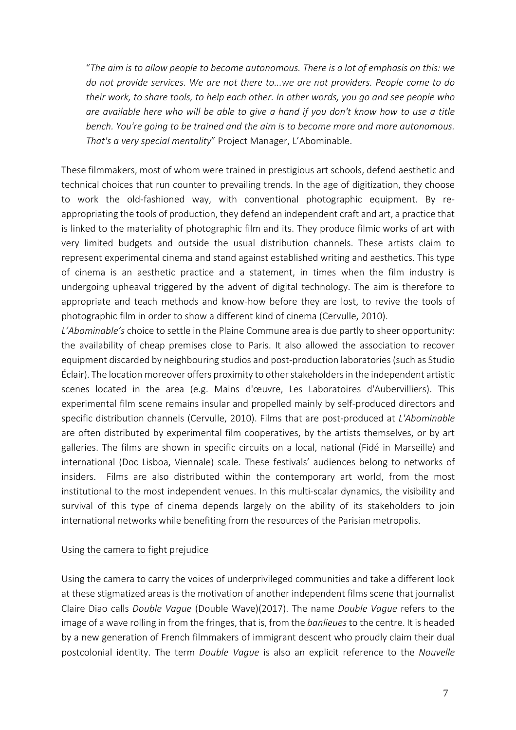"*The aim is to allow people to become autonomous. There is a lot of emphasis on this: we do not provide services. We are not there to...we are not providers. People come to do their work, to share tools, to help each other. In other words, you go and see people who are available here who will be able to give a hand if you don't know how to use a title bench. You're going to be trained and the aim is to become more and more autonomous. That's a very special mentality*" Project Manager, L'Abominable.

These filmmakers, most of whom were trained in prestigious art schools, defend aesthetic and technical choices that run counter to prevailing trends. In the age of digitization, they choose to work the old-fashioned way, with conventional photographic equipment. By re-appropriating the tools of production, they defend an independent craft and art, a practice that is linked to the materiality of photographic film and its. They produce filmic works of art with very limited budgets and outside the usual distribution channels. These artists claim to represent experimental cinema and stand against established writing and aesthetics. This type of cinema is an aesthetic practice and a statement, in times when the film industry is undergoing upheaval triggered by the advent of digital technology. The aim is therefore to appropriate and teach methods and know-how before they are lost, to revive the tools of photographic film in order to show a different kind of cinema (Cervulle, 2010).

*L'Abominable's* choice to settle in the Plaine Commune area is due partly to sheer opportunity: the availability of cheap premises close to Paris. It also allowed the association to recover equipment discarded by neighbouring studios and post-production laboratories (such as Studio Éclair). The location moreover offers proximity to other stakeholders in the independent artistic scenes located in the area (e.g. Mains d'œuvre, Les Laboratoires d'Aubervilliers). This experimental film scene remains insular and propelled mainly by self-produced directors and specific distribution channels (Cervulle, 2010). Films that are post-produced at *L'Abominable* are often distributed by experimental film cooperatives, by the artists themselves, or by art galleries. The films are shown in specific circuits on a local, national (Fidé in Marseille) and international (Doc Lisboa, Viennale) scale. These festivals' audiences belong to networks of insiders. Films are also distributed within the contemporary art world, from the most institutional to the most independent venues. In this multi-scalar dynamics, the visibility and survival of this type of cinema depends largely on the ability of its stakeholders to join international networks while benefiting from the resources of the Parisian metropolis.

<u>Using the camera to fight prejudice</u>

Using the camera to carry the voices of underprivileged communities and take a different look at these stigmatized areas is the motivation of another independent films scene that journalist Claire Diao calls *Double Vague* (Double Wave)(2017). The name *Double Vague* refers to the image of a wave rolling in from the fringes, that is, from the *banlieues* to the centre. It is headed by a new generation of French filmmakers of immigrant descent who proudly claim their dual postcolonial identity. The term *Double Vague* is also an explicit reference to the *Nouvelle*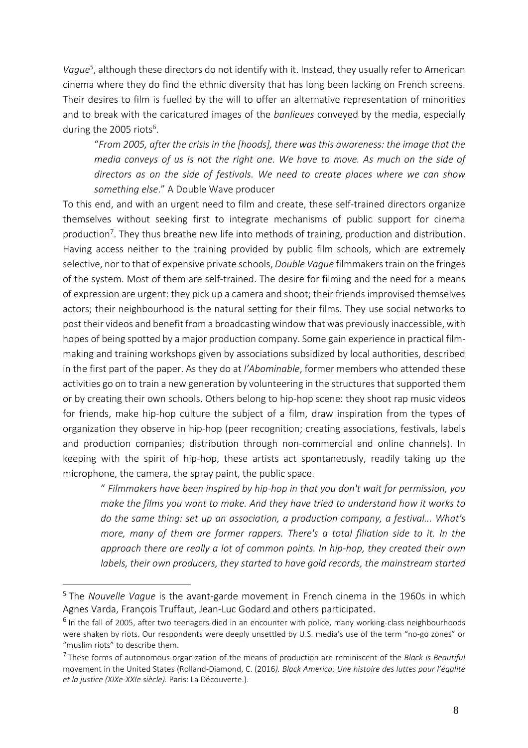*Vague*[5], although these directors do not identify with it. Instead, they usually refer to American cinema where they do find the ethnic diversity that has long been lacking on French screens. Their desires to film is fuelled by the will to offer an alternative representation of minorities and to break with the caricatured images of the *banlieues* conveyed by the media, especially during the 2005 riots[6].

> "*From 2005, after the crisis in the [hoods], there was this awareness: the image that the media conveys of us is not the right one. We have to move. As much on the side of directors as on the side of festivals. We need to create places where we can show something else*." A Double Wave producer

To this end, and with an urgent need to film and create, these self-trained directors organize themselves without seeking first to integrate mechanisms of public support for cinema production[7]. They thus breathe new life into methods of training, production and distribution. Having access neither to the training provided by public film schools, which are extremely selective, nor to that of expensive private schools, *Double Vague* filmmakers train on the fringes of the system. Most of them are self-trained. The desire for filming and the need for a means of expression are urgent: they pick up a camera and shoot; their friends improvised themselves actors; their neighbourhood is the natural setting for their films. They use social networks to post their videos and benefit from a broadcasting window that was previously inaccessible, with hopes of being spotted by a major production company. Some gain experience in practical film-making and training workshops given by associations subsidized by local authorities, described in the first part of the paper. As they do at *l'Abominable*, former members who attended these activities go on to train a new generation by volunteering in the structures that supported them or by creating their own schools. Others belong to hip-hop scene: they shoot rap music videos for friends, make hip-hop culture the subject of a film, draw inspiration from the types of organization they observe in hip-hop (peer recognition; creating associations, festivals, labels and production companies; distribution through non-commercial and online channels). In keeping with the spirit of hip-hop, these artists act spontaneously, readily taking up the microphone, the camera, the spray paint, the public space.

> " *Filmmakers have been inspired by hip-hop in that you don't wait for permission, you make the films you want to make. And they have tried to understand how it works to do the same thing: set up an association, a production company, a festival... What's more, many of them are former rappers. There's a total filiation side to it. In the approach there are really a lot of common points. In hip-hop, they created their own labels, their own producers, they started to have gold records, the mainstream started*

[5] The *Nouvelle Vague* is the avant-garde movement in French cinema in the 1960s in which Agnes Varda, François Truffaut, Jean-Luc Godard and others participated.

[6] In the fall of 2005, after two teenagers died in an encounter with police, many working-class neighbourhoods were shaken by riots. Our respondents were deeply unsettled by U.S. media's use of the term "no-go zones" or "muslim riots" to describe them.

[7] These forms of autonomous organization of the means of production are reminiscent of the *Black is Beautiful* movement in the United States (Rolland-Diamond, C. (2016*). Black America: Une histoire des luttes pour l'égalité et la justice (XIXe-XXIe siècle).* Paris: La Découverte.).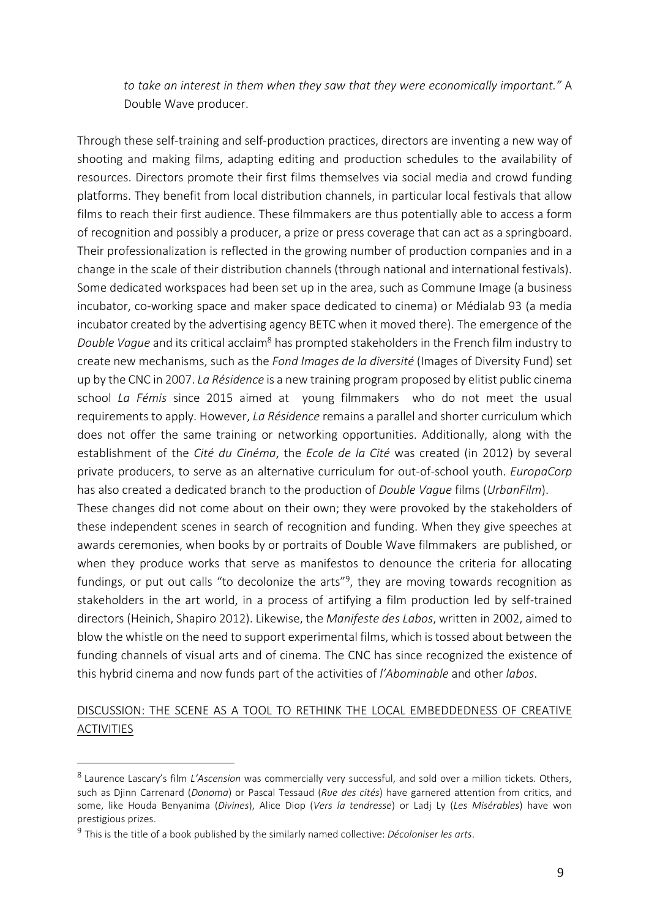*to take an interest in them when they saw that they were economically important."* A Double Wave producer.

Through these self-training and self-production practices, directors are inventing a new way of shooting and making films, adapting editing and production schedules to the availability of resources. Directors promote their first films themselves via social media and crowd funding platforms. They benefit from local distribution channels, in particular local festivals that allow films to reach their first audience. These filmmakers are thus potentially able to access a form of recognition and possibly a producer, a prize or press coverage that can act as a springboard. Their professionalization is reflected in the growing number of production companies and in a change in the scale of their distribution channels (through national and international festivals). Some dedicated workspaces had been set up in the area, such as Commune Image (a business incubator, co-working space and maker space dedicated to cinema) or Médialab 93 (a media incubator created by the advertising agency BETC when it moved there). The emergence of the *Double Vague* and its critical acclaim[8] has prompted stakeholders in the French film industry to create new mechanisms, such as the *Fond Images de la diversité* (Images of Diversity Fund) set up by the CNC in 2007. *La Résidence* is a new training program proposed by elitist public cinema school *La Fémis* since 2015 aimed at young filmmakers who do not meet the usual requirements to apply. However, *La Résidence* remains a parallel and shorter curriculum which does not offer the same training or networking opportunities. Additionally, along with the establishment of the *Cité du Cinéma*, the *Ecole de la Cité* was created (in 2012) by several private producers, to serve as an alternative curriculum for out-of-school youth. *EuropaCorp* has also created a dedicated branch to the production of *Double Vague* films (*UrbanFilm*).

These changes did not come about on their own; they were provoked by the stakeholders of these independent scenes in search of recognition and funding. When they give speeches at awards ceremonies, when books by or portraits of Double Wave filmmakers are published, or when they produce works that serve as manifestos to denounce the criteria for allocating fundings, or put out calls "to decolonize the arts"[9], they are moving towards recognition as stakeholders in the art world, in a process of artifying a film production led by self-trained directors (Heinich, Shapiro 2012). Likewise, the *Manifeste des Labos*, written in 2002, aimed to blow the whistle on the need to support experimental films, which is tossed about between the funding channels of visual arts and of cinema. The CNC has since recognized the existence of this hybrid cinema and now funds part of the activities of *l'Abominable* and other *labos*.

## DISCUSSION: THE SCENE AS A TOOL TO RETHINK THE LOCAL EMBEDDEDNESS OF CREATIVE ACTIVITIES

---

[8] Laurence Lascary's film *L'Ascension* was commercially very successful, and sold over a million tickets. Others, such as Djinn Carrenard (*Donoma*) or Pascal Tessaud (*Rue des cités*) have garnered attention from critics, and some, like Houda Benyanima (*Divines*), Alice Diop (*Vers la tendresse*) or Ladj Ly (*Les Misérables*) have won prestigious prizes.

[9] This is the title of a book published by the similarly named collective: *Décoloniser les arts*.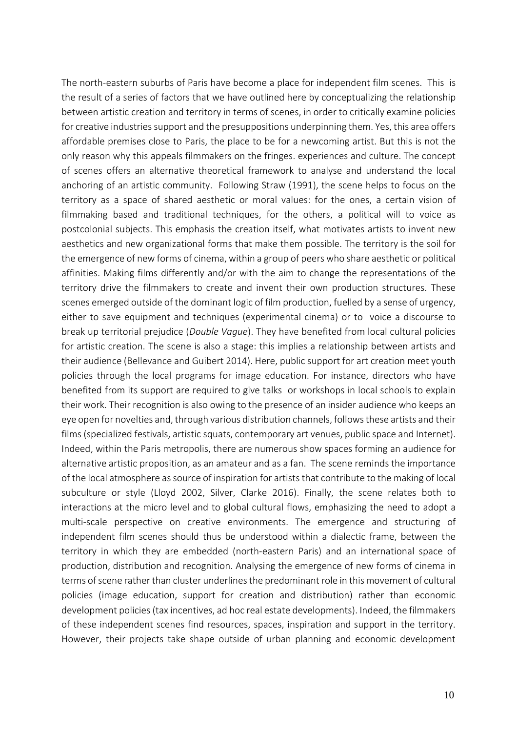The north-eastern suburbs of Paris have become a place for independent film scenes. This is the result of a series of factors that we have outlined here by conceptualizing the relationship between artistic creation and territory in terms of scenes, in order to critically examine policies for creative industries support and the presuppositions underpinning them. Yes, this area offers affordable premises close to Paris, the place to be for a newcoming artist. But this is not the only reason why this appeals filmmakers on the fringes. experiences and culture. The concept of scenes offers an alternative theoretical framework to analyse and understand the local anchoring of an artistic community. Following Straw (1991), the scene helps to focus on the territory as a space of shared aesthetic or moral values: for the ones, a certain vision of filmmaking based and traditional techniques, for the others, a political will to voice as postcolonial subjects. This emphasis the creation itself, what motivates artists to invent new aesthetics and new organizational forms that make them possible. The territory is the soil for the emergence of new forms of cinema, within a group of peers who share aesthetic or political affinities. Making films differently and/or with the aim to change the representations of the territory drive the filmmakers to create and invent their own production structures. These scenes emerged outside of the dominant logic of film production, fuelled by a sense of urgency, either to save equipment and techniques (experimental cinema) or to voice a discourse to break up territorial prejudice (*Double Vague*). They have benefited from local cultural policies for artistic creation. The scene is also a stage: this implies a relationship between artists and their audience (Bellevance and Guibert 2014). Here, public support for art creation meet youth policies through the local programs for image education. For instance, directors who have benefited from its support are required to give talks or workshops in local schools to explain their work. Their recognition is also owing to the presence of an insider audience who keeps an eye open for novelties and, through various distribution channels, follows these artists and their films (specialized festivals, artistic squats, contemporary art venues, public space and Internet). Indeed, within the Paris metropolis, there are numerous show spaces forming an audience for alternative artistic proposition, as an amateur and as a fan. The scene reminds the importance of the local atmosphere as source of inspiration for artists that contribute to the making of local subculture or style (Lloyd 2002, Silver, Clarke 2016). Finally, the scene relates both to interactions at the micro level and to global cultural flows, emphasizing the need to adopt a multi-scale perspective on creative environments. The emergence and structuring of independent film scenes should thus be understood within a dialectic frame, between the territory in which they are embedded (north-eastern Paris) and an international space of production, distribution and recognition. Analysing the emergence of new forms of cinema in terms of scene rather than cluster underlines the predominant role in this movement of cultural policies (image education, support for creation and distribution) rather than economic development policies (tax incentives, ad hoc real estate developments). Indeed, the filmmakers of these independent scenes find resources, spaces, inspiration and support in the territory. However, their projects take shape outside of urban planning and economic development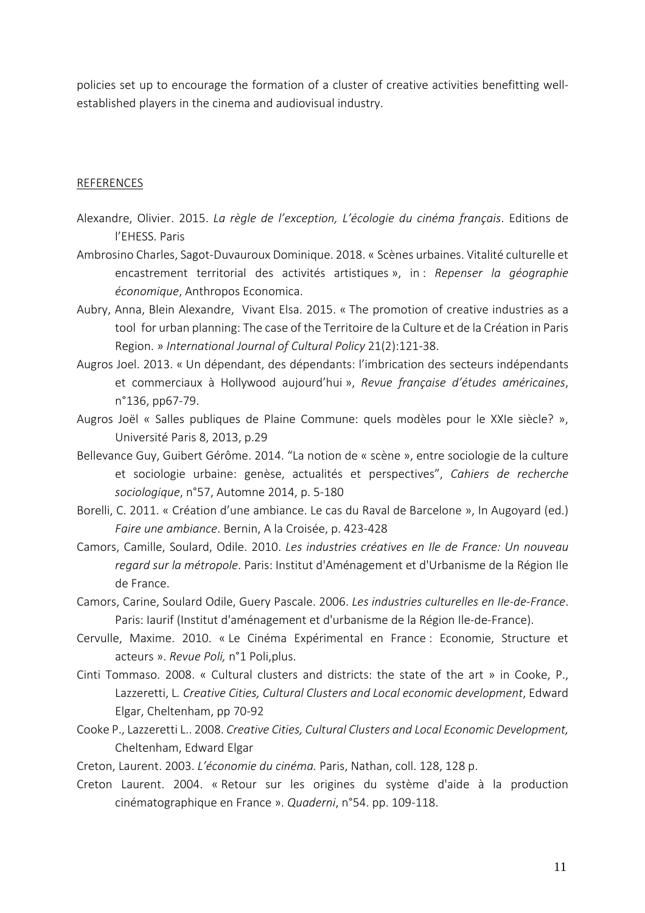policies set up to encourage the formation of a cluster of creative activities benefitting well-established players in the cinema and audiovisual industry.

## REFERENCES

Alexandre, Olivier. 2015. *La règle de l'exception, L'écologie du cinéma français*. Editions de l'EHESS. Paris

Ambrosino Charles, Sagot-Duvauroux Dominique. 2018. « Scènes urbaines. Vitalité culturelle et encastrement territorial des activités artistiques », in : *Repenser la géographie économique*, Anthropos Economica.

Aubry, Anna, Blein Alexandre, Vivant Elsa. 2015. « The promotion of creative industries as a tool for urban planning: The case of the Territoire de la Culture et de la Création in Paris Region. » *International Journal of Cultural Policy* 21(2):121-38.

Augros Joel. 2013. « Un dépendant, des dépendants: l'imbrication des secteurs indépendants et commerciaux à Hollywood aujourd'hui », *Revue française d'études américaines*, n°136, pp67-79.

Augros Joël « Salles publiques de Plaine Commune: quels modèles pour le XXIe siècle? », Université Paris 8, 2013, p.29

Bellevance Guy, Guibert Gérôme. 2014. "La notion de « scène », entre sociologie de la culture et sociologie urbaine: genèse, actualités et perspectives", *Cahiers de recherche sociologique*, n°57, Automne 2014, p. 5-180

Borelli, C. 2011. « Création d'une ambiance. Le cas du Raval de Barcelone », In Augoyard (ed.) *Faire une ambiance*. Bernin, A la Croisée, p. 423-428

Camors, Camille, Soulard, Odile. 2010. *Les industries créatives en Ile de France: Un nouveau regard sur la métropole*. Paris: Institut d'Aménagement et d'Urbanisme de la Région Ile de France.

Camors, Carine, Soulard Odile, Guery Pascale. 2006. *Les industries culturelles en Ile-de-France*. Paris: Iaurif (Institut d'aménagement et d'urbanisme de la Région Ile-de-France).

Cervulle, Maxime. 2010. « Le Cinéma Expérimental en France : Economie, Structure et acteurs ». *Revue Poli,* n°1 Poli,plus.

Cinti Tommaso. 2008. « Cultural clusters and districts: the state of the art » in Cooke, P., Lazzeretti, L. *Creative Cities, Cultural Clusters and Local economic development*, Edward Elgar, Cheltenham, pp 70-92

Cooke P., Lazzeretti L.. 2008. *Creative Cities, Cultural Clusters and Local Economic Development,* Cheltenham, Edward Elgar

Creton, Laurent. 2003. *L'économie du cinéma.* Paris, Nathan, coll. 128, 128 p.

Creton Laurent. 2004. « Retour sur les origines du système d'aide à la production cinématographique en France ». *Quaderni*, n°54. pp. 109-118.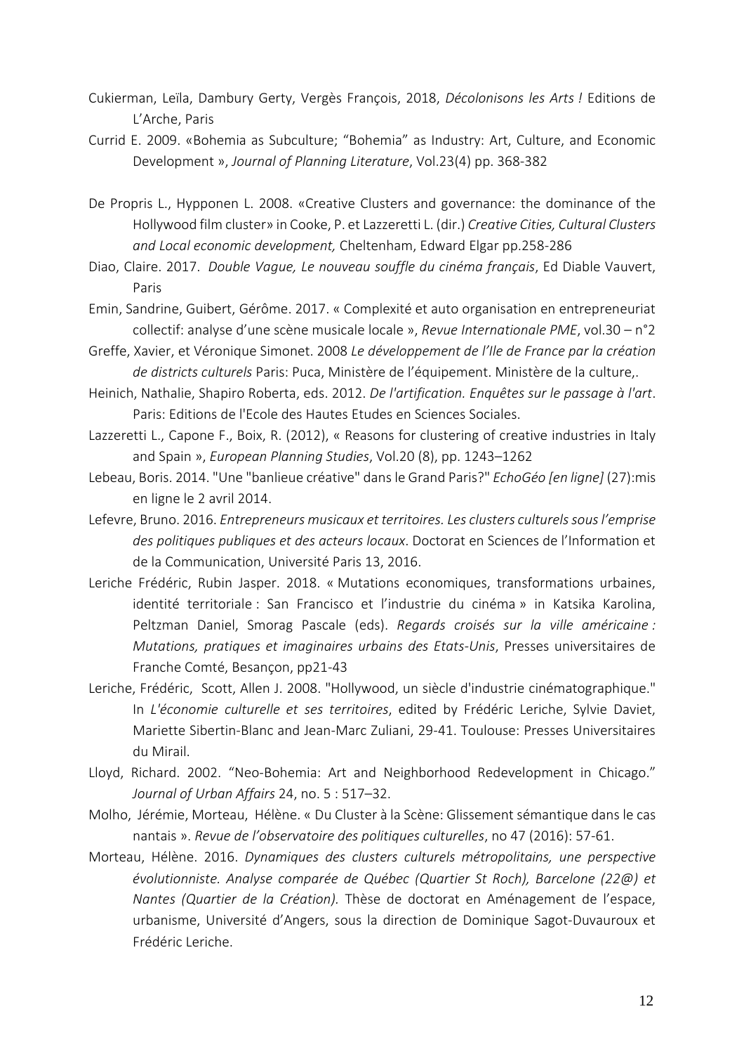Cukierman, Leïla, Dambury Gerty, Vergès François, 2018, *Décolonisons les Arts !* Editions de L'Arche, Paris

Currid E. 2009. «Bohemia as Subculture; "Bohemia" as Industry: Art, Culture, and Economic Development », *Journal of Planning Literature*, Vol.23(4) pp. 368-382

De Propris L., Hypponen L. 2008. «Creative Clusters and governance: the dominance of the Hollywood film cluster» in Cooke, P. et Lazzeretti L. (dir.) *Creative Cities, Cultural Clusters and Local economic development,* Cheltenham, Edward Elgar pp.258-286

Diao, Claire. 2017. *Double Vague, Le nouveau souffle du cinéma français*, Ed Diable Vauvert, Paris

Emin, Sandrine, Guibert, Gérôme. 2017. « Complexité et auto organisation en entrepreneuriat collectif: analyse d'une scène musicale locale », *Revue Internationale PME*, vol.30 – n°2

Greffe, Xavier, et Véronique Simonet. 2008 *Le développement de l'Ile de France par la création de districts culturels* Paris: Puca, Ministère de l'équipement. Ministère de la culture,.

Heinich, Nathalie, Shapiro Roberta, eds. 2012. *De l'artification. Enquêtes sur le passage à l'art*. Paris: Editions de l'Ecole des Hautes Etudes en Sciences Sociales.

Lazzeretti L., Capone F., Boix, R. (2012), « Reasons for clustering of creative industries in Italy and Spain », *European Planning Studies*, Vol.20 (8), pp. 1243–1262

Lebeau, Boris. 2014. "Une "banlieue créative" dans le Grand Paris?" *EchoGéo [en ligne]* (27):mis en ligne le 2 avril 2014.

Lefevre, Bruno. 2016. *Entrepreneurs musicaux et territoires. Les clusters culturels sous l'emprise des politiques publiques et des acteurs locaux*. Doctorat en Sciences de l'Information et de la Communication, Université Paris 13, 2016.

Leriche Frédéric, Rubin Jasper. 2018. « Mutations economiques, transformations urbaines, identité territoriale : San Francisco et l'industrie du cinéma » in Katsika Karolina, Peltzman Daniel, Smorag Pascale (eds). *Regards croisés sur la ville américaine : Mutations, pratiques et imaginaires urbains des Etats-Unis*, Presses universitaires de Franche Comté, Besançon, pp21-43

Leriche, Frédéric, Scott, Allen J. 2008. "Hollywood, un siècle d'industrie cinématographique." In *L'économie culturelle et ses territoires*, edited by Frédéric Leriche, Sylvie Daviet, Mariette Sibertin-Blanc and Jean-Marc Zuliani, 29-41. Toulouse: Presses Universitaires du Mirail.

Lloyd, Richard. 2002. "Neo-Bohemia: Art and Neighborhood Redevelopment in Chicago." *Journal of Urban Affairs* 24, no. 5 : 517–32.

Molho, Jérémie, Morteau, Hélène. « Du Cluster à la Scène: Glissement sémantique dans le cas nantais ». *Revue de l'observatoire des politiques culturelles*, no 47 (2016): 57-61.

Morteau, Hélène. 2016. *Dynamiques des clusters culturels métropolitains, une perspective évolutionniste. Analyse comparée de Québec (Quartier St Roch), Barcelone (22@) et Nantes (Quartier de la Création).* Thèse de doctorat en Aménagement de l'espace, urbanisme, Université d'Angers, sous la direction de Dominique Sagot-Duvauroux et Frédéric Leriche.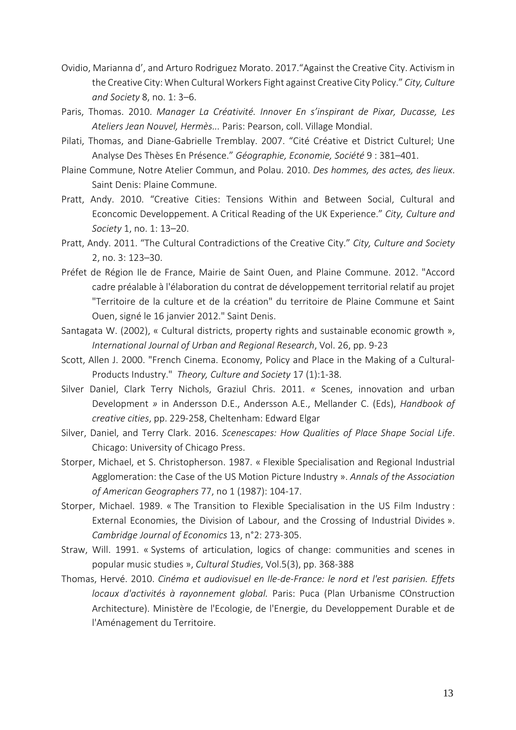Ovidio, Marianna d', and Arturo Rodriguez Morato. 2017."Against the Creative City. Activism in the Creative City: When Cultural Workers Fight against Creative City Policy." *City, Culture and Society* 8, no. 1: 3–6.

Paris, Thomas. 2010. *Manager La Créativité. Innover En s'inspirant de Pixar, Ducasse, Les Ateliers Jean Nouvel, Hermès...* Paris: Pearson, coll. Village Mondial.

Pilati, Thomas, and Diane-Gabrielle Tremblay. 2007. "Cité Créative et District Culturel; Une Analyse Des Thèses En Présence." *Géographie, Economie, Société* 9 : 381–401.

Plaine Commune, Notre Atelier Commun, and Polau. 2010. *Des hommes, des actes, des lieux.* Saint Denis: Plaine Commune.

Pratt, Andy. 2010. "Creative Cities: Tensions Within and Between Social, Cultural and Econcomic Developpement. A Critical Reading of the UK Experience." *City, Culture and Society* 1, no. 1: 13–20.

Pratt, Andy. 2011. "The Cultural Contradictions of the Creative City." *City, Culture and Society* 2, no. 3: 123–30.

Préfet de Région Ile de France, Mairie de Saint Ouen, and Plaine Commune. 2012. "Accord cadre préalable à l'élaboration du contrat de développement territorial relatif au projet "Territoire de la culture et de la création" du territoire de Plaine Commune et Saint Ouen, signé le 16 janvier 2012." Saint Denis.

Santagata W. (2002), « Cultural districts, property rights and sustainable economic growth », *International Journal of Urban and Regional Research*, Vol. 26, pp. 9-23

Scott, Allen J. 2000. "French Cinema. Economy, Policy and Place in the Making of a Cultural-Products Industry." *Theory, Culture and Society* 17 (1):1-38.

Silver Daniel, Clark Terry Nichols, Graziul Chris. 2011. « Scenes, innovation and urban Development » in Andersson D.E., Andersson A.E., Mellander C. (Eds), *Handbook of creative cities*, pp. 229-258, Cheltenham: Edward Elgar

Silver, Daniel, and Terry Clark. 2016. *Scenescapes: How Qualities of Place Shape Social Life*. Chicago: University of Chicago Press.

Storper, Michael, et S. Christopherson. 1987. « Flexible Specialisation and Regional Industrial Agglomeration: the Case of the US Motion Picture Industry ». *Annals of the Association of American Geographers* 77, no 1 (1987): 104-17.

Storper, Michael. 1989. « The Transition to Flexible Specialisation in the US Film Industry : External Economies, the Division of Labour, and the Crossing of Industrial Divides ». *Cambridge Journal of Economics* 13, n°2: 273-305.

Straw, Will. 1991. « Systems of articulation, logics of change: communities and scenes in popular music studies », *Cultural Studies*, Vol.5(3), pp. 368-388

Thomas, Hervé. 2010. *Cinéma et audiovisuel en Ile-de-France: le nord et l'est parisien. Effets locaux d'activités à rayonnement global.* Paris: Puca (Plan Urbanisme COnstruction Architecture). Ministère de l'Ecologie, de l'Energie, du Developpement Durable et de l'Aménagement du Territoire.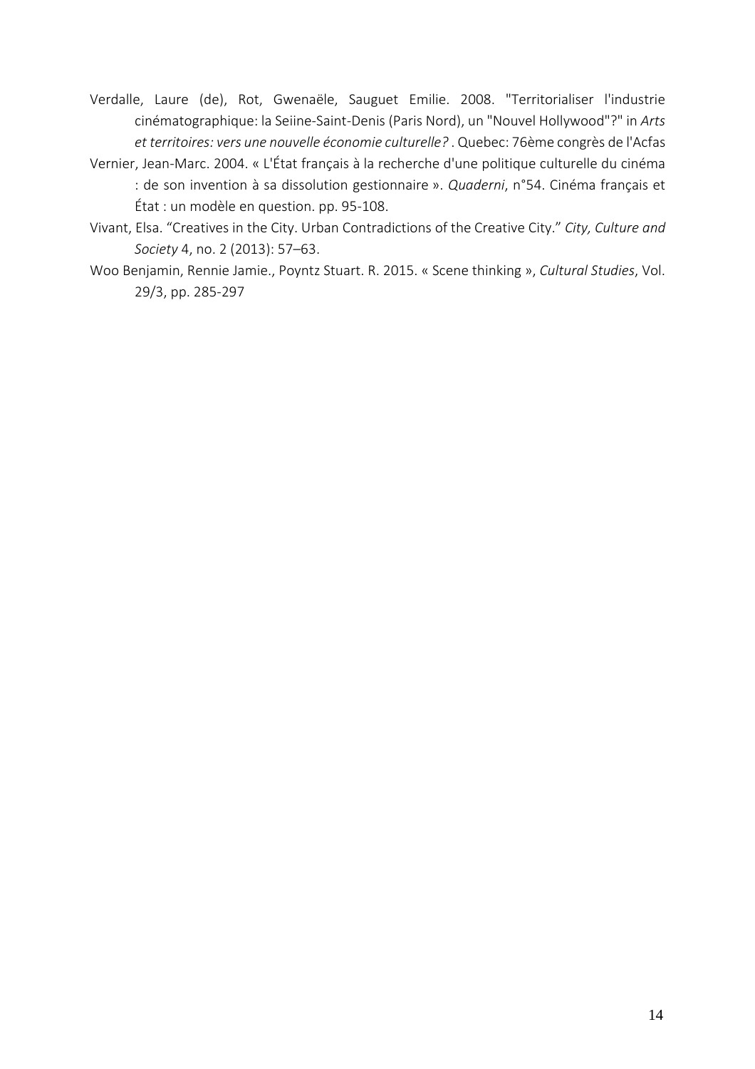Verdalle, Laure (de), Rot, Gwenaële, Sauguet Emilie. 2008. "Territorialiser l'industrie cinématographique: la Seiine-Saint-Denis (Paris Nord), un "Nouvel Hollywood"?" in *Arts et territoires: vers une nouvelle économie culturelle?* . Quebec: 76ème congrès de l'Acfas

Vernier, Jean-Marc. 2004. « L'État français à la recherche d'une politique culturelle du cinéma : de son invention à sa dissolution gestionnaire ». *Quaderni*, n°54. Cinéma français et État : un modèle en question. pp. 95-108.

Vivant, Elsa. "Creatives in the City. Urban Contradictions of the Creative City." *City, Culture and Society* 4, no. 2 (2013): 57–63.

Woo Benjamin, Rennie Jamie., Poyntz Stuart. R. 2015. « Scene thinking », *Cultural Studies*, Vol. 29/3, pp. 285-297